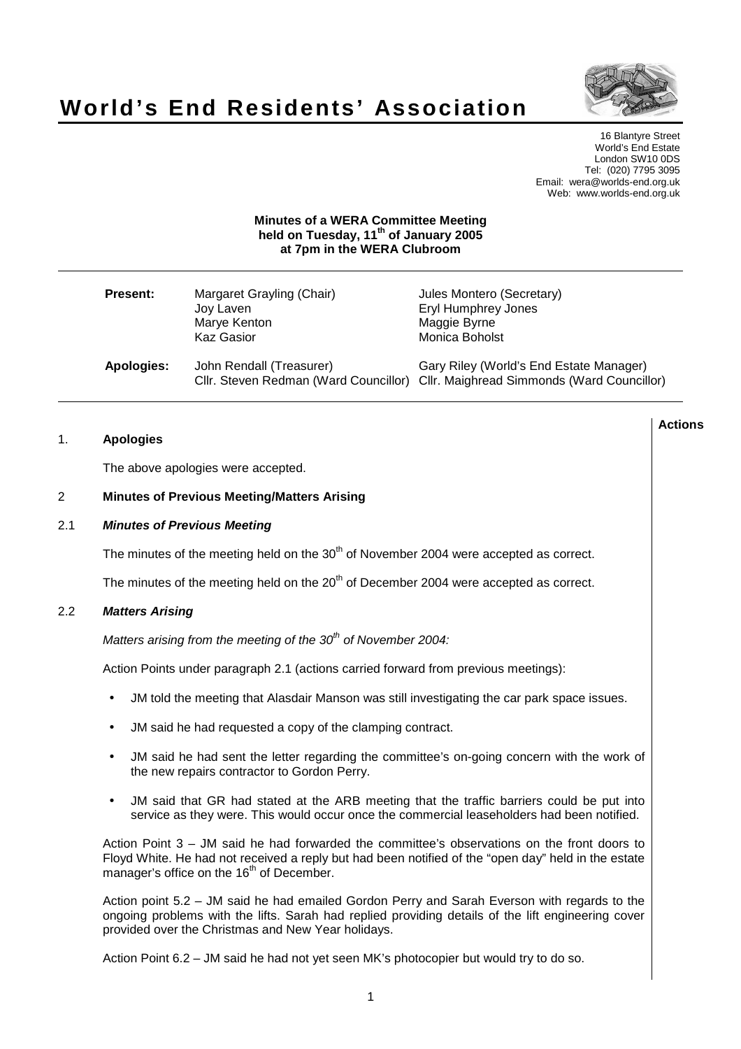# World's End Residents' Association

16 Blantyre Street
World's End Estate
London SW10 0DS
Tel: (020) 7795 3095
Email: wera@worlds-end.org.uk
Web: www.worlds-end.org.uk

**Minutes of a WERA Committee Meeting**
**held on Tuesday, 11th of January 2005**
**at 7pm in the WERA Clubroom**

| | | |
|---|---|---|
| **Present:** | Margaret Grayling (Chair) | Jules Montero (Secretary) |
| | Joy Laven | Eryl Humphrey Jones |
| | Marye Kenton | Maggie Byrne |
| | Kaz Gasior | Monica Boholst |
| **Apologies:** | John Rendall (Treasurer) | Gary Riley (World's End Estate Manager) |
| | Cllr. Steven Redman (Ward Councillor) | Cllr. Maighread Simmonds (Ward Councillor) |

**Actions**

## 1. Apologies

The above apologies were accepted.

## 2 Minutes of Previous Meeting/Matters Arising

### 2.1 *Minutes of Previous Meeting*

The minutes of the meeting held on the 30th of November 2004 were accepted as correct.

The minutes of the meeting held on the 20th of December 2004 were accepted as correct.

### 2.2 *Matters Arising*

*Matters arising from the meeting of the 30th of November 2004:*

Action Points under paragraph 2.1 (actions carried forward from previous meetings):

- JM told the meeting that Alasdair Manson was still investigating the car park space issues.
- JM said he had requested a copy of the clamping contract.
- JM said he had sent the letter regarding the committee's on-going concern with the work of the new repairs contractor to Gordon Perry.
- JM said that GR had stated at the ARB meeting that the traffic barriers could be put into service as they were. This would occur once the commercial leaseholders had been notified.

Action Point 3 – JM said he had forwarded the committee's observations on the front doors to Floyd White. He had not received a reply but had been notified of the "open day" held in the estate manager's office on the 16th of December.

Action point 5.2 – JM said he had emailed Gordon Perry and Sarah Everson with regards to the ongoing problems with the lifts. Sarah had replied providing details of the lift engineering cover provided over the Christmas and New Year holidays.

Action Point 6.2 – JM said he had not yet seen MK's photocopier but would try to do so.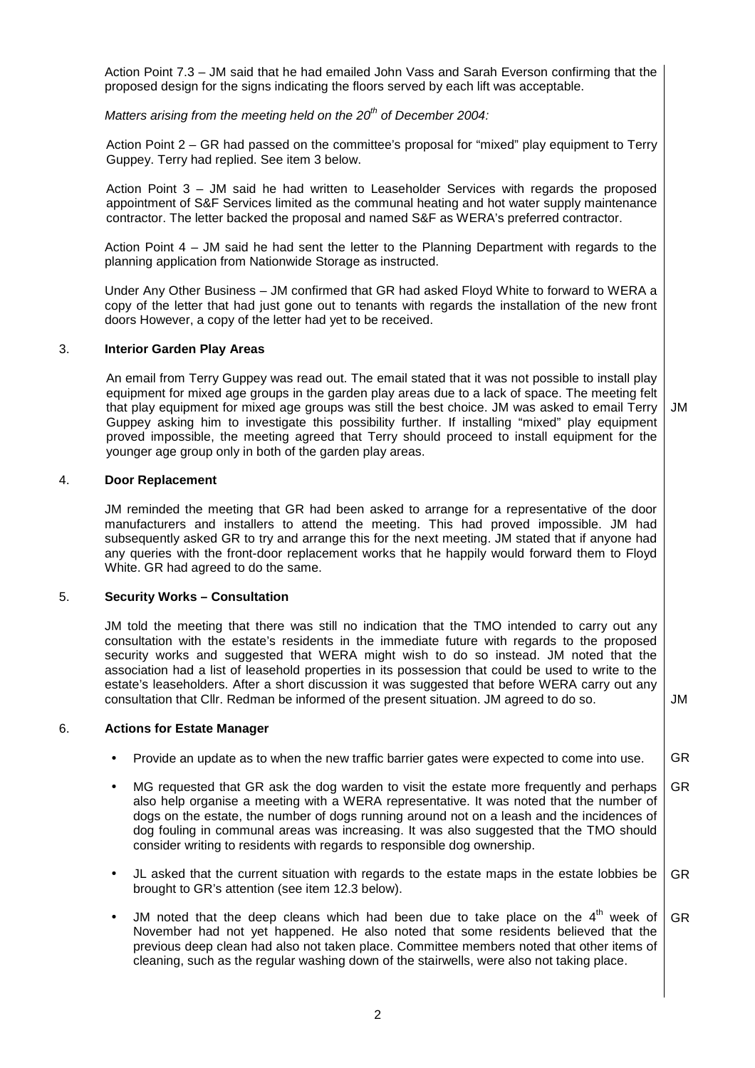Action Point 7.3 – JM said that he had emailed John Vass and Sarah Everson confirming that the proposed design for the signs indicating the floors served by each lift was acceptable.

*Matters arising from the meeting held on the 20th of December 2004:*

Action Point 2 – GR had passed on the committee's proposal for "mixed" play equipment to Terry Guppey. Terry had replied. See item 3 below.

Action Point 3 – JM said he had written to Leaseholder Services with regards the proposed appointment of S&F Services limited as the communal heating and hot water supply maintenance contractor. The letter backed the proposal and named S&F as WERA's preferred contractor.

Action Point 4 – JM said he had sent the letter to the Planning Department with regards to the planning application from Nationwide Storage as instructed.

Under Any Other Business – JM confirmed that GR had asked Floyd White to forward to WERA a copy of the letter that had just gone out to tenants with regards the installation of the new front doors However, a copy of the letter had yet to be received.

## 3. Interior Garden Play Areas

An email from Terry Guppey was read out. The email stated that it was not possible to install play equipment for mixed age groups in the garden play areas due to a lack of space. The meeting felt that play equipment for mixed age groups was still the best choice. JM was asked to email Terry Guppey asking him to investigate this possibility further. If installing "mixed" play equipment proved impossible, the meeting agreed that Terry should proceed to install equipment for the younger age group only in both of the garden play areas. **JM**

## 4. Door Replacement

JM reminded the meeting that GR had been asked to arrange for a representative of the door manufacturers and installers to attend the meeting. This had proved impossible. JM had subsequently asked GR to try and arrange this for the next meeting. JM stated that if anyone had any queries with the front-door replacement works that he happily would forward them to Floyd White. GR had agreed to do the same.

## 5. Security Works – Consultation

JM told the meeting that there was still no indication that the TMO intended to carry out any consultation with the estate's residents in the immediate future with regards to the proposed security works and suggested that WERA might wish to do so instead. JM noted that the association had a list of leasehold properties in its possession that could be used to write to the estate's leaseholders. After a short discussion it was suggested that before WERA carry out any consultation that Cllr. Redman be informed of the present situation. JM agreed to do so. **JM**

## 6. Actions for Estate Manager

- Provide an update as to when the new traffic barrier gates were expected to come into use. **GR**
- MG requested that GR ask the dog warden to visit the estate more frequently and perhaps also help organise a meeting with a WERA representative. It was noted that the number of dogs on the estate, the number of dogs running around not on a leash and the incidences of dog fouling in communal areas was increasing. It was also suggested that the TMO should consider writing to residents with regards to responsible dog ownership. **GR**
- JL asked that the current situation with regards to the estate maps in the estate lobbies be brought to GR's attention (see item 12.3 below). **GR**
- JM noted that the deep cleans which had been due to take place on the 4th week of November had not yet happened. He also noted that some residents believed that the previous deep clean had also not taken place. Committee members noted that other items of cleaning, such as the regular washing down of the stairwells, were also not taking place. **GR**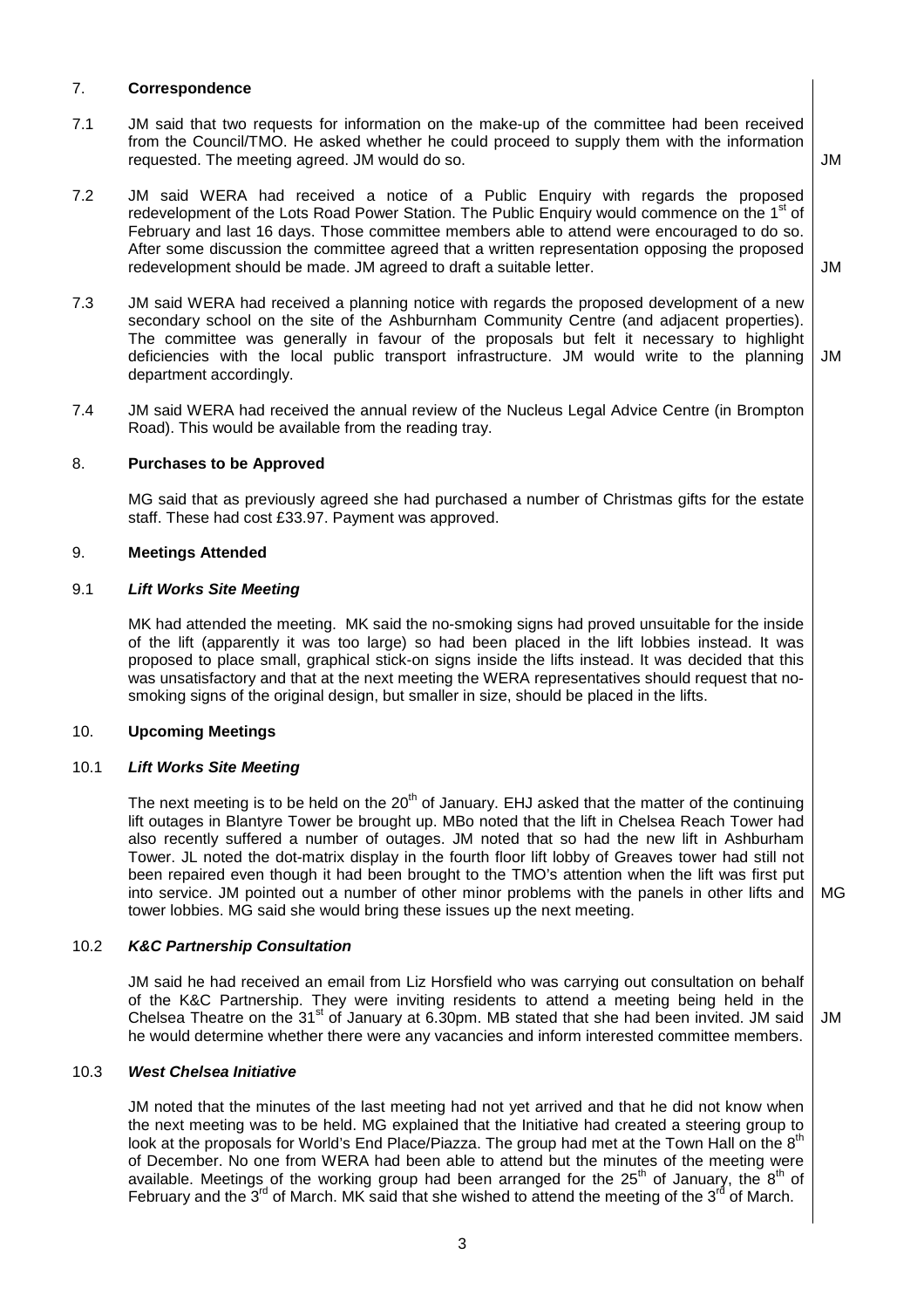## 7. Correspondence

7.1 JM said that two requests for information on the make-up of the committee had been received from the Council/TMO. He asked whether he could proceed to supply them with the information requested. The meeting agreed. JM would do so. **JM**

7.2 JM said WERA had received a notice of a Public Enquiry with regards the proposed redevelopment of the Lots Road Power Station. The Public Enquiry would commence on the 1st of February and last 16 days. Those committee members able to attend were encouraged to do so. After some discussion the committee agreed that a written representation opposing the proposed redevelopment should be made. JM agreed to draft a suitable letter. **JM**

7.3 JM said WERA had received a planning notice with regards the proposed development of a new secondary school on the site of the Ashburnham Community Centre (and adjacent properties). The committee was generally in favour of the proposals but felt it necessary to highlight deficiencies with the local public transport infrastructure. JM would write to the planning department accordingly. **JM**

7.4 JM said WERA had received the annual review of the Nucleus Legal Advice Centre (in Brompton Road). This would be available from the reading tray.

## 8. Purchases to be Approved

MG said that as previously agreed she had purchased a number of Christmas gifts for the estate staff. These had cost £33.97. Payment was approved.

## 9. Meetings Attended

### 9.1 *Lift Works Site Meeting*

MK had attended the meeting. MK said the no-smoking signs had proved unsuitable for the inside of the lift (apparently it was too large) so had been placed in the lift lobbies instead. It was proposed to place small, graphical stick-on signs inside the lifts instead. It was decided that this was unsatisfactory and that at the next meeting the WERA representatives should request that no-smoking signs of the original design, but smaller in size, should be placed in the lifts.

## 10. Upcoming Meetings

### 10.1 *Lift Works Site Meeting*

The next meeting is to be held on the 20th of January. EHJ asked that the matter of the continuing lift outages in Blantyre Tower be brought up. MBo noted that the lift in Chelsea Reach Tower had also recently suffered a number of outages. JM noted that so had the new lift in Ashburham Tower. JL noted the dot-matrix display in the fourth floor lift lobby of Greaves tower had still not been repaired even though it had been brought to the TMO's attention when the lift was first put into service. JM pointed out a number of other minor problems with the panels in other lifts and tower lobbies. MG said she would bring these issues up the next meeting. **MG**

### 10.2 *K&C Partnership Consultation*

JM said he had received an email from Liz Horsfield who was carrying out consultation on behalf of the K&C Partnership. They were inviting residents to attend a meeting being held in the Chelsea Theatre on the 31st of January at 6.30pm. MB stated that she had been invited. JM said he would determine whether there were any vacancies and inform interested committee members. **JM**

### 10.3 *West Chelsea Initiative*

JM noted that the minutes of the last meeting had not yet arrived and that he did not know when the next meeting was to be held. MG explained that the Initiative had created a steering group to look at the proposals for World's End Place/Piazza. The group had met at the Town Hall on the 8th of December. No one from WERA had been able to attend but the minutes of the meeting were available. Meetings of the working group had been arranged for the 25th of January, the 8th of February and the 3rd of March. MK said that she wished to attend the meeting of the 3rd of March.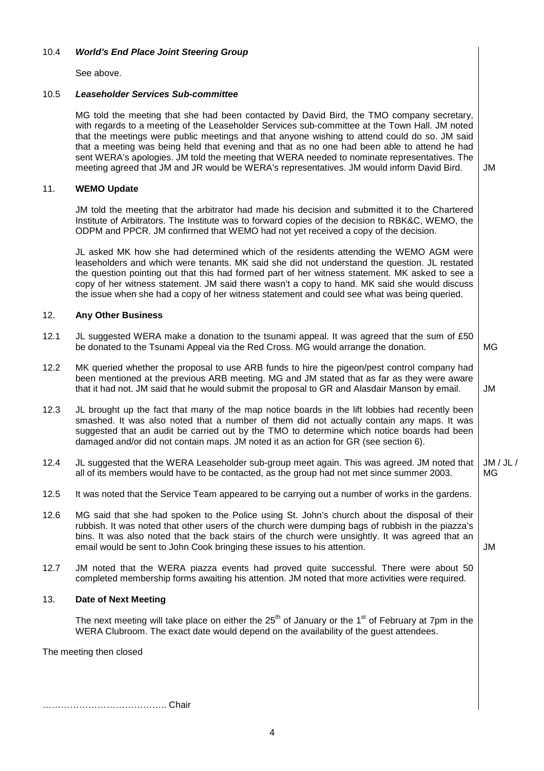### 10.4 *World's End Place Joint Steering Group*

See above.

### 10.5 *Leaseholder Services Sub-committee*

MG told the meeting that she had been contacted by David Bird, the TMO company secretary, with regards to a meeting of the Leaseholder Services sub-committee at the Town Hall. JM noted that the meetings were public meetings and that anyone wishing to attend could do so. JM said that a meeting was being held that evening and that as no one had been able to attend he had sent WERA's apologies. JM told the meeting that WERA needed to nominate representatives. The meeting agreed that JM and JR would be WERA's representatives. JM would inform David Bird. **JM**

## 11. WEMO Update

JM told the meeting that the arbitrator had made his decision and submitted it to the Chartered Institute of Arbitrators. The Institute was to forward copies of the decision to RBK&C, WEMO, the ODPM and PPCR. JM confirmed that WEMO had not yet received a copy of the decision.

JL asked MK how she had determined which of the residents attending the WEMO AGM were leaseholders and which were tenants. MK said she did not understand the question. JL restated the question pointing out that this had formed part of her witness statement. MK asked to see a copy of her witness statement. JM said there wasn't a copy to hand. MK said she would discuss the issue when she had a copy of her witness statement and could see what was being queried.

## 12. Any Other Business

12.1 JL suggested WERA make a donation to the tsunami appeal. It was agreed that the sum of £50 be donated to the Tsunami Appeal via the Red Cross. MG would arrange the donation. **MG**

12.2 MK queried whether the proposal to use ARB funds to hire the pigeon/pest control company had been mentioned at the previous ARB meeting. MG and JM stated that as far as they were aware that it had not. JM said that he would submit the proposal to GR and Alasdair Manson by email. **JM**

12.3 JL brought up the fact that many of the map notice boards in the lift lobbies had recently been smashed. It was also noted that a number of them did not actually contain any maps. It was suggested that an audit be carried out by the TMO to determine which notice boards had been damaged and/or did not contain maps. JM noted it as an action for GR (see section 6).

12.4 JL suggested that the WERA Leaseholder sub-group meet again. This was agreed. JM noted that all of its members would have to be contacted, as the group had not met since summer 2003. **JM / JL / MG**

12.5 It was noted that the Service Team appeared to be carrying out a number of works in the gardens.

12.6 MG said that she had spoken to the Police using St. John's church about the disposal of their rubbish. It was noted that other users of the church were dumping bags of rubbish in the piazza's bins. It was also noted that the back stairs of the church were unsightly. It was agreed that an email would be sent to John Cook bringing these issues to his attention. **JM**

12.7 JM noted that the WERA piazza events had proved quite successful. There were about 50 completed membership forms awaiting his attention. JM noted that more activities were required.

## 13. Date of Next Meeting

The next meeting will take place on either the 25th of January or the 1st of February at 7pm in the WERA Clubroom. The exact date would depend on the availability of the guest attendees.

The meeting then closed

………………………………….. Chair